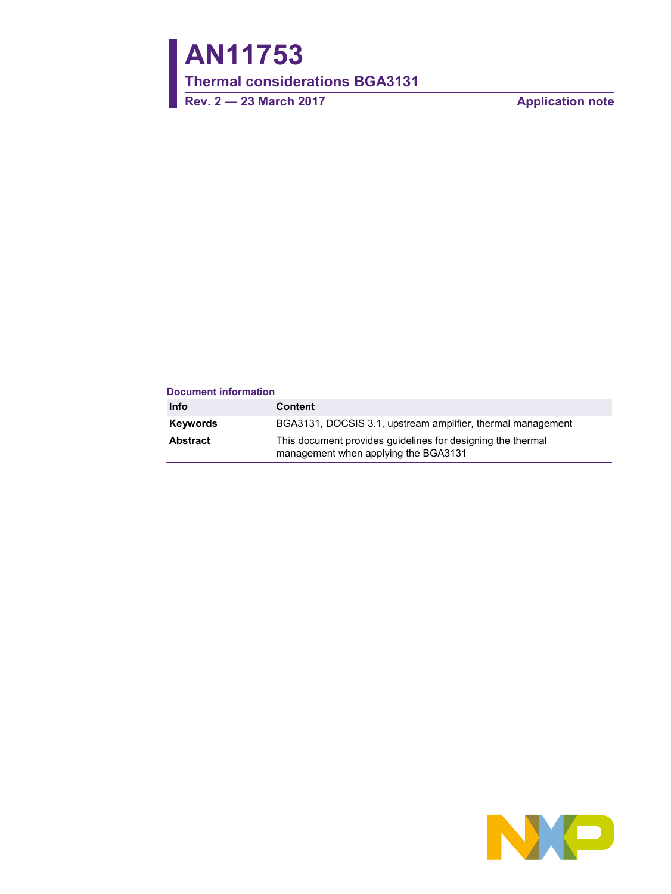# AN11753

## Thermal considerations BGA3131

**Rev. 2 — 23 March 2017** **Application note**

**Document information**

| Info | Content |
|---|---|
| **Keywords** | BGA3131, DOCSIS 3.1, upstream amplifier, thermal management |
| **Abstract** | This document provides guidelines for designing the thermal management when applying the BGA3131 |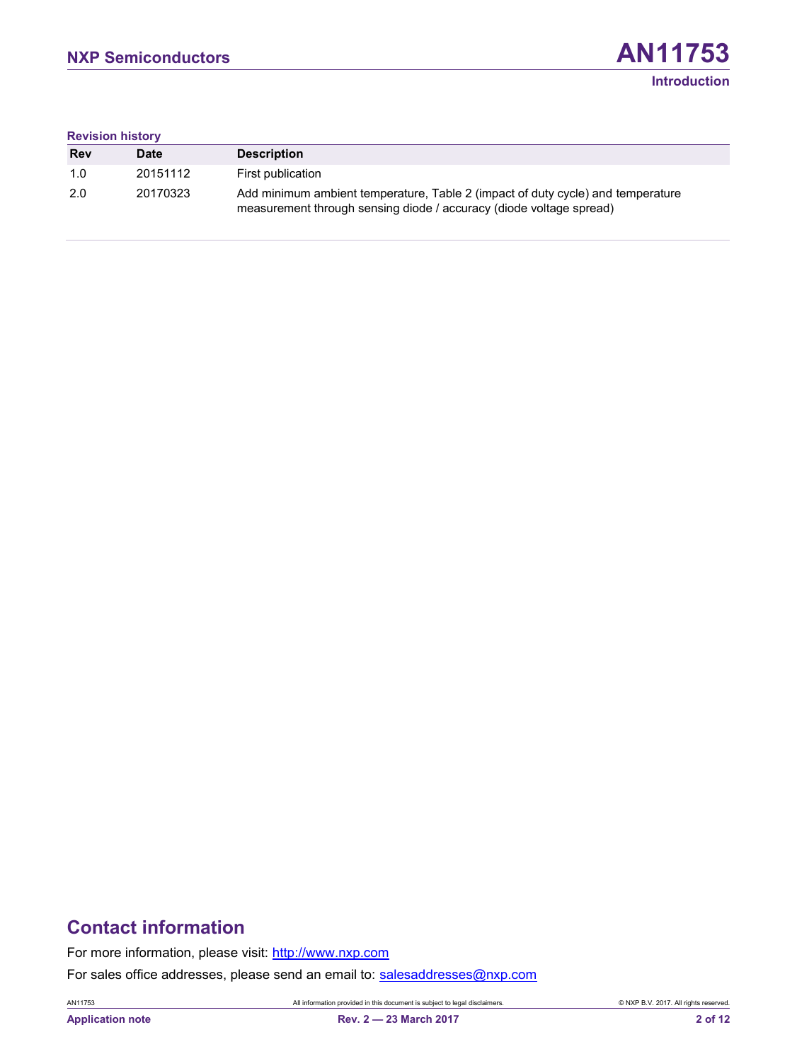**Revision history**

| Rev | Date | Description |
| --- | --- | --- |
| 1.0 | 20151112 | First publication |
| 2.0 | 20170323 | Add minimum ambient temperature, Table 2 (impact of duty cycle) and temperature measurement through sensing diode / accuracy (diode voltage spread) |

## Contact information

For more information, please visit: http://www.nxp.com

For sales office addresses, please send an email to: salesaddresses@nxp.com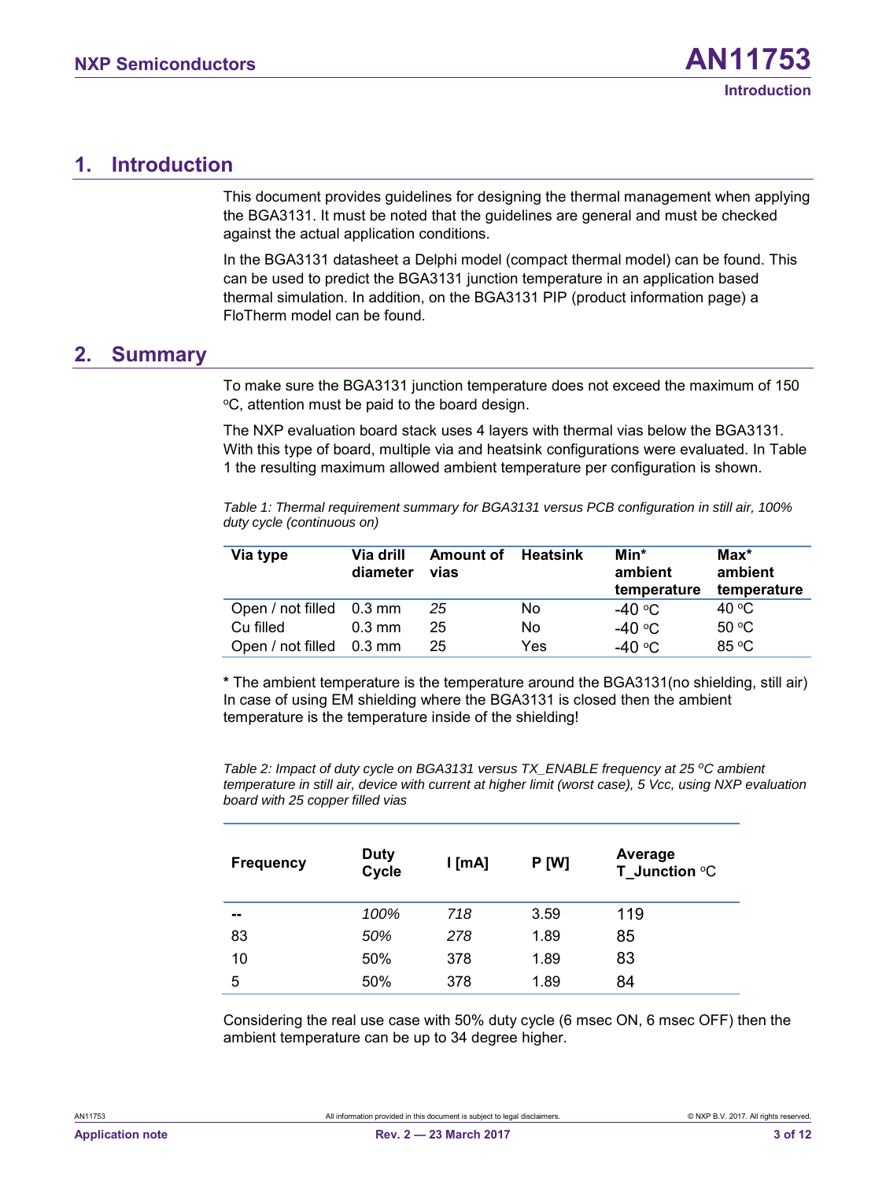# 1. Introduction

This document provides guidelines for designing the thermal management when applying the BGA3131. It must be noted that the guidelines are general and must be checked against the actual application conditions.

In the BGA3131 datasheet a Delphi model (compact thermal model) can be found. This can be used to predict the BGA3131 junction temperature in an application based thermal simulation. In addition, on the BGA3131 PIP (product information page) a FloTherm model can be found.

# 2. Summary

To make sure the BGA3131 junction temperature does not exceed the maximum of 150 °C, attention must be paid to the board design.

The NXP evaluation board stack uses 4 layers with thermal vias below the BGA3131. With this type of board, multiple via and heatsink configurations were evaluated. In Table 1 the resulting maximum allowed ambient temperature per configuration is shown.

*Table 1: Thermal requirement summary for BGA3131 versus PCB configuration in still air, 100% duty cycle (continuous on)*

| Via type | Via drill diameter | Amount of vias | Heatsink | Min* ambient temperature | Max* ambient temperature |
|---|---|---|---|---|---|
| Open / not filled | 0.3 mm | *25* | No | -40 °C | 40 °C |
| Cu filled | 0.3 mm | 25 | No | -40 °C | 50 °C |
| Open / not filled | 0.3 mm | 25 | Yes | -40 °C | 85 °C |

**\*** The ambient temperature is the temperature around the BGA3131(no shielding, still air) In case of using EM shielding where the BGA3131 is closed then the ambient temperature is the temperature inside of the shielding!

*Table 2: Impact of duty cycle on BGA3131 versus TX_ENABLE frequency at 25 °C ambient temperature in still air, device with current at higher limit (worst case), 5 Vcc, using NXP evaluation board with 25 copper filled vias*

| Frequency | Duty Cycle | I [mA] | P [W] | Average T_Junction °C |
|---|---|---|---|---|
| -- | *100%* | *718* | 3.59 | 119 |
| 83 | *50%* | *278* | 1.89 | 85 |
| 10 | 50% | 378 | 1.89 | 83 |
| 5 | 50% | 378 | 1.89 | 84 |

Considering the real use case with 50% duty cycle (6 msec ON, 6 msec OFF) then the ambient temperature can be up to 34 degree higher.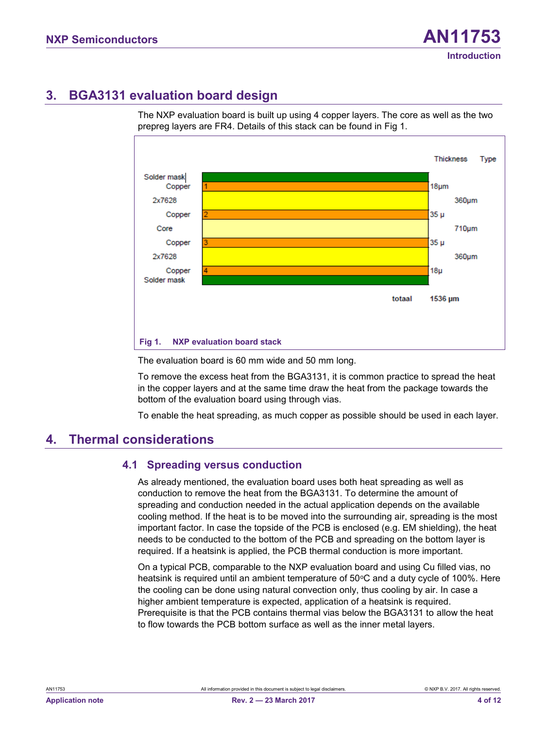## 3. BGA3131 evaluation board design

The NXP evaluation board is built up using 4 copper layers. The core as well as the two prepreg layers are FR4. Details of this stack can be found in Fig 1.

| Layer | | Thickness | Type |
|---|---|---|---|
| Solder mask | | | |
| Copper | 1 | 18µm | |
| 2x7628 | | | 360µm |
| Copper | 2 | 35 µ | |
| Core | | | 710µm |
| Copper | 3 | 35 µ | |
| 2x7628 | | | 360µm |
| Copper | 4 | 18µ | |
| Solder mask | | | |
| | | totaal | 1536 µm |

**Fig 1. NXP evaluation board stack**

The evaluation board is 60 mm wide and 50 mm long.

To remove the excess heat from the BGA3131, it is common practice to spread the heat in the copper layers and at the same time draw the heat from the package towards the bottom of the evaluation board using through vias.

To enable the heat spreading, as much copper as possible should be used in each layer.

## 4. Thermal considerations

### 4.1 Spreading versus conduction

As already mentioned, the evaluation board uses both heat spreading as well as conduction to remove the heat from the BGA3131. To determine the amount of spreading and conduction needed in the actual application depends on the available cooling method. If the heat is to be moved into the surrounding air, spreading is the most important factor. In case the topside of the PCB is enclosed (e.g. EM shielding), the heat needs to be conducted to the bottom of the PCB and spreading on the bottom layer is required. If a heatsink is applied, the PCB thermal conduction is more important.

On a typical PCB, comparable to the NXP evaluation board and using Cu filled vias, no heatsink is required until an ambient temperature of 50°C and a duty cycle of 100%. Here the cooling can be done using natural convection only, thus cooling by air. In case a higher ambient temperature is expected, application of a heatsink is required. Prerequisite is that the PCB contains thermal vias below the BGA3131 to allow the heat to flow towards the PCB bottom surface as well as the inner metal layers.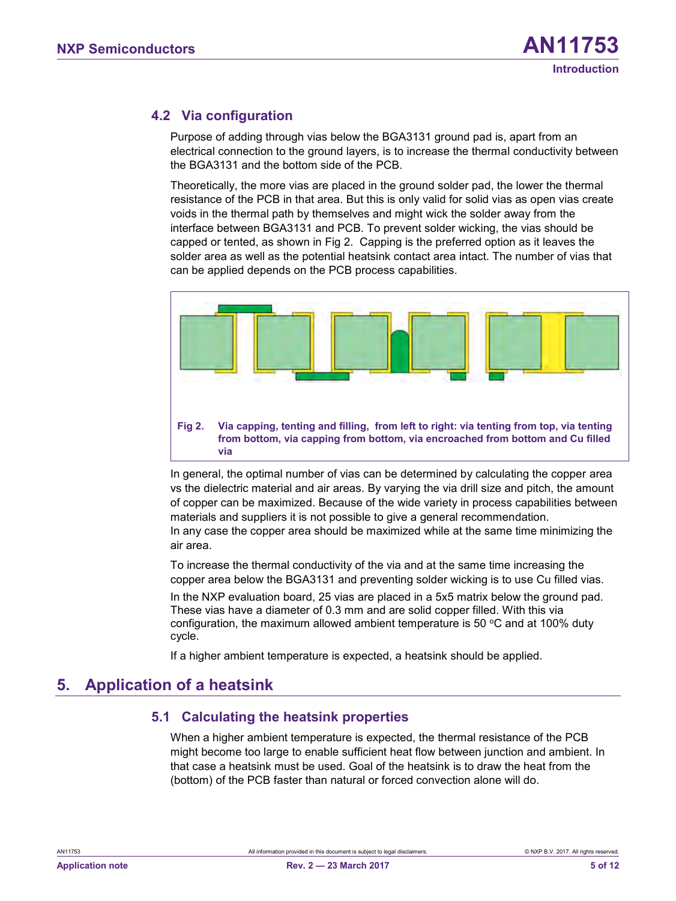### 4.2 Via configuration

Purpose of adding through vias below the BGA3131 ground pad is, apart from an electrical connection to the ground layers, is to increase the thermal conductivity between the BGA3131 and the bottom side of the PCB.

Theoretically, the more vias are placed in the ground solder pad, the lower the thermal resistance of the PCB in that area. But this is only valid for solid vias as open vias create voids in the thermal path by themselves and might wick the solder away from the interface between BGA3131 and PCB. To prevent solder wicking, the vias should be capped or tented, as shown in Fig 2. Capping is the preferred option as it leaves the solder area as well as the potential heatsink contact area intact. The number of vias that can be applied depends on the PCB process capabilities.

**Fig 2. Via capping, tenting and filling, from left to right: via tenting from top, via tenting from bottom, via capping from bottom, via encroached from bottom and Cu filled via**

In general, the optimal number of vias can be determined by calculating the copper area vs the dielectric material and air areas. By varying the via drill size and pitch, the amount of copper can be maximized. Because of the wide variety in process capabilities between materials and suppliers it is not possible to give a general recommendation.
In any case the copper area should be maximized while at the same time minimizing the air area.

To increase the thermal conductivity of the via and at the same time increasing the copper area below the BGA3131 and preventing solder wicking is to use Cu filled vias.

In the NXP evaluation board, 25 vias are placed in a 5x5 matrix below the ground pad. These vias have a diameter of 0.3 mm and are solid copper filled. With this via configuration, the maximum allowed ambient temperature is 50 °C and at 100% duty cycle.

If a higher ambient temperature is expected, a heatsink should be applied.

## 5. Application of a heatsink

### 5.1 Calculating the heatsink properties

When a higher ambient temperature is expected, the thermal resistance of the PCB might become too large to enable sufficient heat flow between junction and ambient. In that case a heatsink must be used. Goal of the heatsink is to draw the heat from the (bottom) of the PCB faster than natural or forced convection alone will do.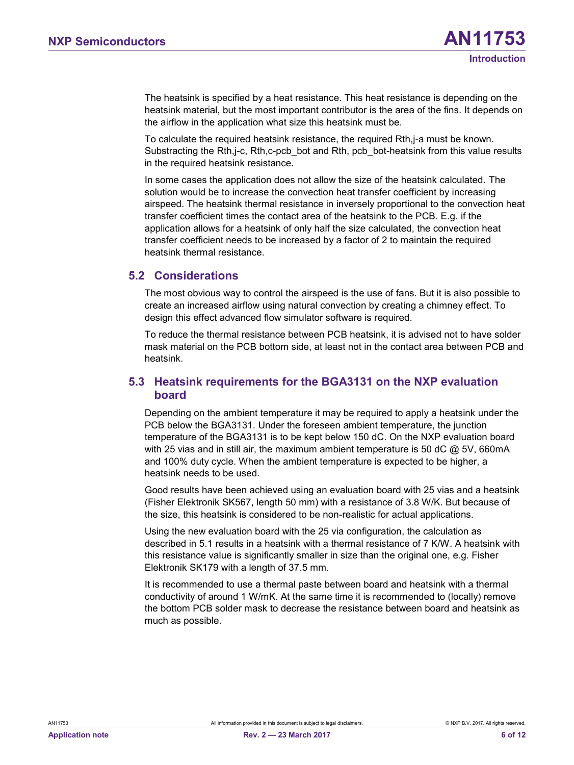The heatsink is specified by a heat resistance. This heat resistance is depending on the heatsink material, but the most important contributor is the area of the fins. It depends on the airflow in the application what size this heatsink must be.

To calculate the required heatsink resistance, the required Rth,j-a must be known. Substracting the Rth,j-c, Rth,c-pcb_bot and Rth, pcb_bot-heatsink from this value results in the required heatsink resistance.

In some cases the application does not allow the size of the heatsink calculated. The solution would be to increase the convection heat transfer coefficient by increasing airspeed. The heatsink thermal resistance in inversely proportional to the convection heat transfer coefficient times the contact area of the heatsink to the PCB. E.g. if the application allows for a heatsink of only half the size calculated, the convection heat transfer coefficient needs to be increased by a factor of 2 to maintain the required heatsink thermal resistance.

## 5.2 Considerations

The most obvious way to control the airspeed is the use of fans. But it is also possible to create an increased airflow using natural convection by creating a chimney effect. To design this effect advanced flow simulator software is required.

To reduce the thermal resistance between PCB heatsink, it is advised not to have solder mask material on the PCB bottom side, at least not in the contact area between PCB and heatsink.

## 5.3 Heatsink requirements for the BGA3131 on the NXP evaluation board

Depending on the ambient temperature it may be required to apply a heatsink under the PCB below the BGA3131. Under the foreseen ambient temperature, the junction temperature of the BGA3131 is to be kept below 150 dC. On the NXP evaluation board with 25 vias and in still air, the maximum ambient temperature is 50 dC @ 5V, 660mA and 100% duty cycle. When the ambient temperature is expected to be higher, a heatsink needs to be used.

Good results have been achieved using an evaluation board with 25 vias and a heatsink (Fisher Elektronik SK567, length 50 mm) with a resistance of 3.8 W/K. But because of the size, this heatsink is considered to be non-realistic for actual applications.

Using the new evaluation board with the 25 via configuration, the calculation as described in 5.1 results in a heatsink with a thermal resistance of 7 K/W. A heatsink with this resistance value is significantly smaller in size than the original one, e.g. Fisher Elektronik SK179 with a length of 37.5 mm.

It is recommended to use a thermal paste between board and heatsink with a thermal conductivity of around 1 W/mK. At the same time it is recommended to (locally) remove the bottom PCB solder mask to decrease the resistance between board and heatsink as much as possible.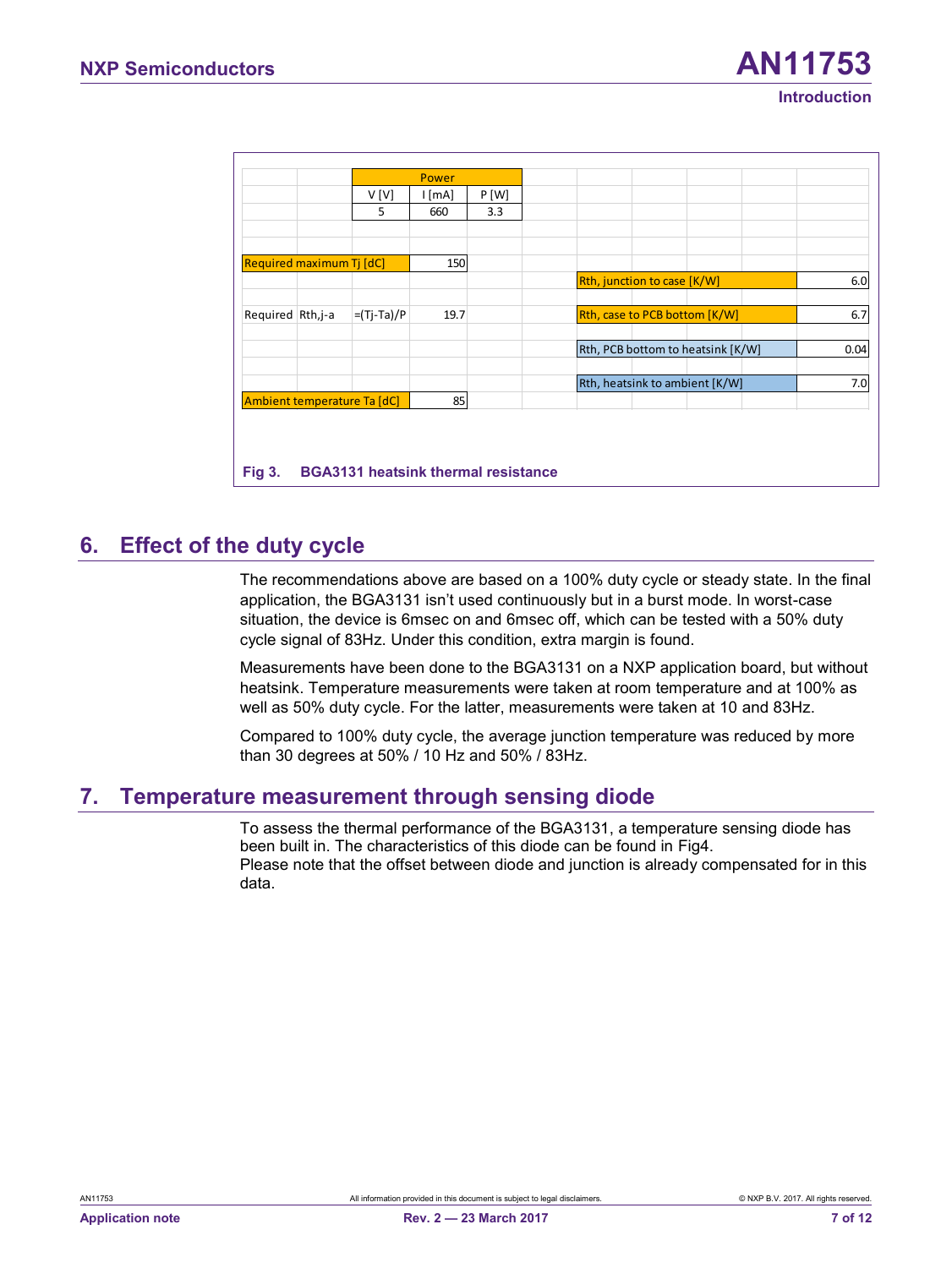| | | Power | | | | | | | | |
|---|---|---|---|---|---|---|---|---|---|---|
| | | V [V] | I [mA] | P [W] | | | | | | |
| | | 5 | 660 | 3.3 | | | | | | |
| Required maximum Tj [dC] | | | 150 | | | | | | | |
| | | | | | | Rth, junction to case [K/W] | | | | 6.0 |
| Required | Rth,j-a | =(Tj-Ta)/P | 19.7 | | | Rth, case to PCB bottom [K/W] | | | | 6.7 |
| | | | | | | Rth, PCB bottom to heatsink [K/W] | | | | 0.04 |
| | | | | | | Rth, heatsink to ambient [K/W] | | | | 7.0 |
| Ambient temperature Ta [dC] | | | 85 | | | | | | | |

**Fig 3. BGA3131 heatsink thermal resistance**

## 6. Effect of the duty cycle

The recommendations above are based on a 100% duty cycle or steady state. In the final application, the BGA3131 isn't used continuously but in a burst mode. In worst-case situation, the device is 6msec on and 6msec off, which can be tested with a 50% duty cycle signal of 83Hz. Under this condition, extra margin is found.

Measurements have been done to the BGA3131 on a NXP application board, but without heatsink. Temperature measurements were taken at room temperature and at 100% as well as 50% duty cycle. For the latter, measurements were taken at 10 and 83Hz.

Compared to 100% duty cycle, the average junction temperature was reduced by more than 30 degrees at 50% / 10 Hz and 50% / 83Hz.

## 7. Temperature measurement through sensing diode

To assess the thermal performance of the BGA3131, a temperature sensing diode has been built in. The characteristics of this diode can be found in Fig4.
Please note that the offset between diode and junction is already compensated for in this data.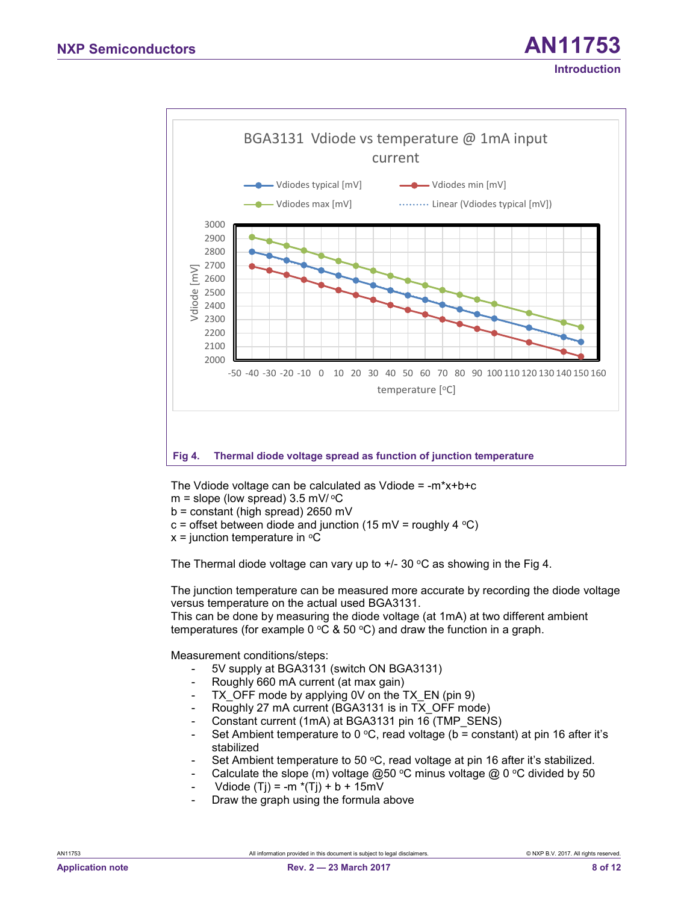Fig 4. Thermal diode voltage spread as function of junction temperature

The Vdiode voltage can be calculated as Vdiode = -m*x+b+c

m = slope (low spread) 3.5 mV/ °C

b = constant (high spread) 2650 mV

c = offset between diode and junction (15 mV = roughly 4 °C)

x = junction temperature in °C

The Thermal diode voltage can vary up to +/- 30 °C as showing in the Fig 4.

The junction temperature can be measured more accurate by recording the diode voltage versus temperature on the actual used BGA3131.

This can be done by measuring the diode voltage (at 1mA) at two different ambient temperatures (for example 0 °C & 50 °C) and draw the function in a graph.

Measurement conditions/steps:

- 5V supply at BGA3131 (switch ON BGA3131)
- Roughly 660 mA current (at max gain)
- TX_OFF mode by applying 0V on the TX_EN (pin 9)
- Roughly 27 mA current (BGA3131 is in TX_OFF mode)
- Constant current (1mA) at BGA3131 pin 16 (TMP_SENS)
- Set Ambient temperature to 0 °C, read voltage (b = constant) at pin 16 after it's stabilized
- Set Ambient temperature to 50 °C, read voltage at pin 16 after it's stabilized.
- Calculate the slope (m) voltage @50 °C minus voltage @ 0 °C divided by 50
- Vdiode (Tj) = -m *(Tj) + b + 15mV
- Draw the graph using the formula above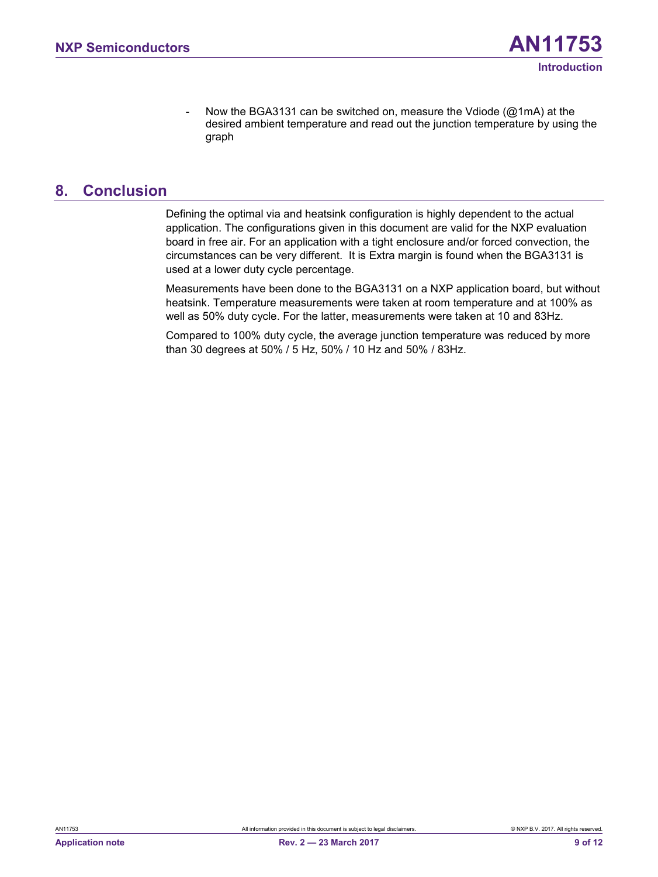- Now the BGA3131 can be switched on, measure the Vdiode (@1mA) at the desired ambient temperature and read out the junction temperature by using the graph

## 8. Conclusion

Defining the optimal via and heatsink configuration is highly dependent to the actual application. The configurations given in this document are valid for the NXP evaluation board in free air. For an application with a tight enclosure and/or forced convection, the circumstances can be very different. It is Extra margin is found when the BGA3131 is used at a lower duty cycle percentage.

Measurements have been done to the BGA3131 on a NXP application board, but without heatsink. Temperature measurements were taken at room temperature and at 100% as well as 50% duty cycle. For the latter, measurements were taken at 10 and 83Hz.

Compared to 100% duty cycle, the average junction temperature was reduced by more than 30 degrees at 50% / 5 Hz, 50% / 10 Hz and 50% / 83Hz.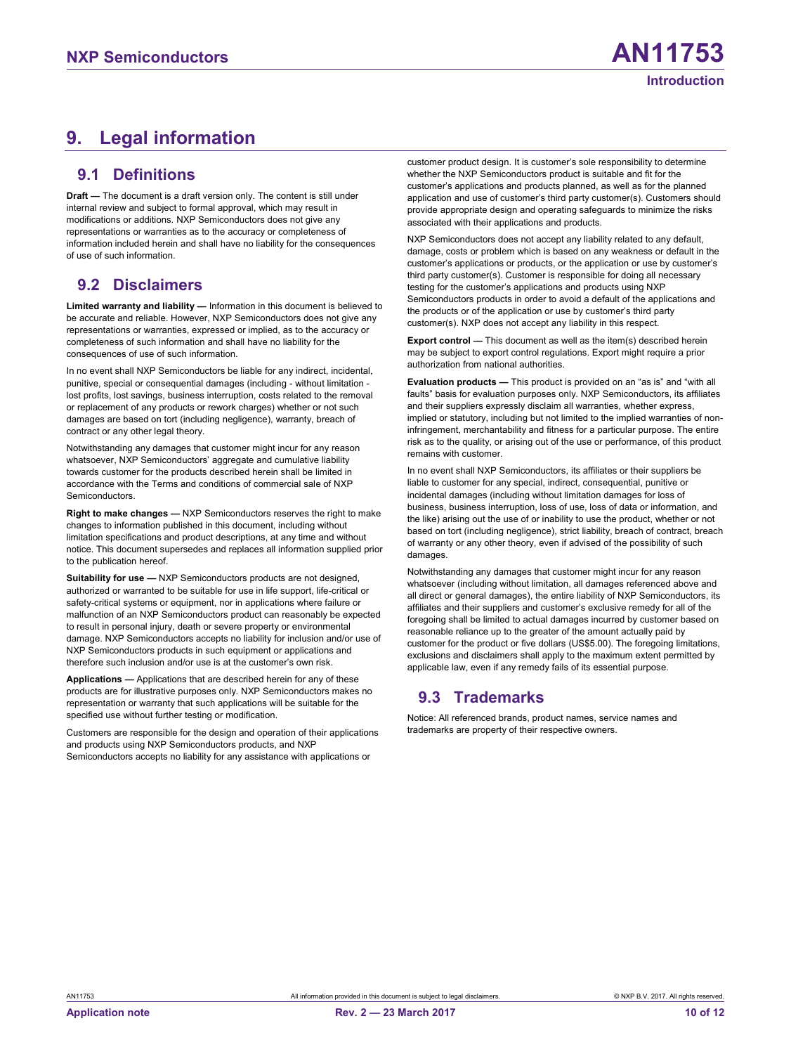# 9. Legal information

## 9.1 Definitions

**Draft —** The document is a draft version only. The content is still under internal review and subject to formal approval, which may result in modifications or additions. NXP Semiconductors does not give any representations or warranties as to the accuracy or completeness of information included herein and shall have no liability for the consequences of use of such information.

## 9.2 Disclaimers

**Limited warranty and liability —** Information in this document is believed to be accurate and reliable. However, NXP Semiconductors does not give any representations or warranties, expressed or implied, as to the accuracy or completeness of such information and shall have no liability for the consequences of use of such information.

In no event shall NXP Semiconductors be liable for any indirect, incidental, punitive, special or consequential damages (including - without limitation - lost profits, lost savings, business interruption, costs related to the removal or replacement of any products or rework charges) whether or not such damages are based on tort (including negligence), warranty, breach of contract or any other legal theory.

Notwithstanding any damages that customer might incur for any reason whatsoever, NXP Semiconductors' aggregate and cumulative liability towards customer for the products described herein shall be limited in accordance with the Terms and conditions of commercial sale of NXP Semiconductors.

**Right to make changes —** NXP Semiconductors reserves the right to make changes to information published in this document, including without limitation specifications and product descriptions, at any time and without notice. This document supersedes and replaces all information supplied prior to the publication hereof.

**Suitability for use —** NXP Semiconductors products are not designed, authorized or warranted to be suitable for use in life support, life-critical or safety-critical systems or equipment, nor in applications where failure or malfunction of an NXP Semiconductors product can reasonably be expected to result in personal injury, death or severe property or environmental damage. NXP Semiconductors accepts no liability for inclusion and/or use of NXP Semiconductors products in such equipment or applications and therefore such inclusion and/or use is at the customer's own risk.

**Applications —** Applications that are described herein for any of these products are for illustrative purposes only. NXP Semiconductors makes no representation or warranty that such applications will be suitable for the specified use without further testing or modification.

Customers are responsible for the design and operation of their applications and products using NXP Semiconductors products, and NXP Semiconductors accepts no liability for any assistance with applications or customer product design. It is customer's sole responsibility to determine whether the NXP Semiconductors product is suitable and fit for the customer's applications and products planned, as well as for the planned application and use of customer's third party customer(s). Customers should provide appropriate design and operating safeguards to minimize the risks associated with their applications and products.

NXP Semiconductors does not accept any liability related to any default, damage, costs or problem which is based on any weakness or default in the customer's applications or products, or the application or use by customer's third party customer(s). Customer is responsible for doing all necessary testing for the customer's applications and products using NXP Semiconductors products in order to avoid a default of the applications and the products or of the application or use by customer's third party customer(s). NXP does not accept any liability in this respect.

**Export control —** This document as well as the item(s) described herein may be subject to export control regulations. Export might require a prior authorization from national authorities.

**Evaluation products —** This product is provided on an "as is" and "with all faults" basis for evaluation purposes only. NXP Semiconductors, its affiliates and their suppliers expressly disclaim all warranties, whether express, implied or statutory, including but not limited to the implied warranties of non-infringement, merchantability and fitness for a particular purpose. The entire risk as to the quality, or arising out of the use or performance, of this product remains with customer.

In no event shall NXP Semiconductors, its affiliates or their suppliers be liable to customer for any special, indirect, consequential, punitive or incidental damages (including without limitation damages for loss of business, business interruption, loss of use, loss of data or information, and the like) arising out the use of or inability to use the product, whether or not based on tort (including negligence), strict liability, breach of contract, breach of warranty or any other theory, even if advised of the possibility of such damages.

Notwithstanding any damages that customer might incur for any reason whatsoever (including without limitation, all damages referenced above and all direct or general damages), the entire liability of NXP Semiconductors, its affiliates and their suppliers and customer's exclusive remedy for all of the foregoing shall be limited to actual damages incurred by customer based on reasonable reliance up to the greater of the amount actually paid by customer for the product or five dollars (US$5.00). The foregoing limitations, exclusions and disclaimers shall apply to the maximum extent permitted by applicable law, even if any remedy fails of its essential purpose.

## 9.3 Trademarks

Notice: All referenced brands, product names, service names and trademarks are property of their respective owners.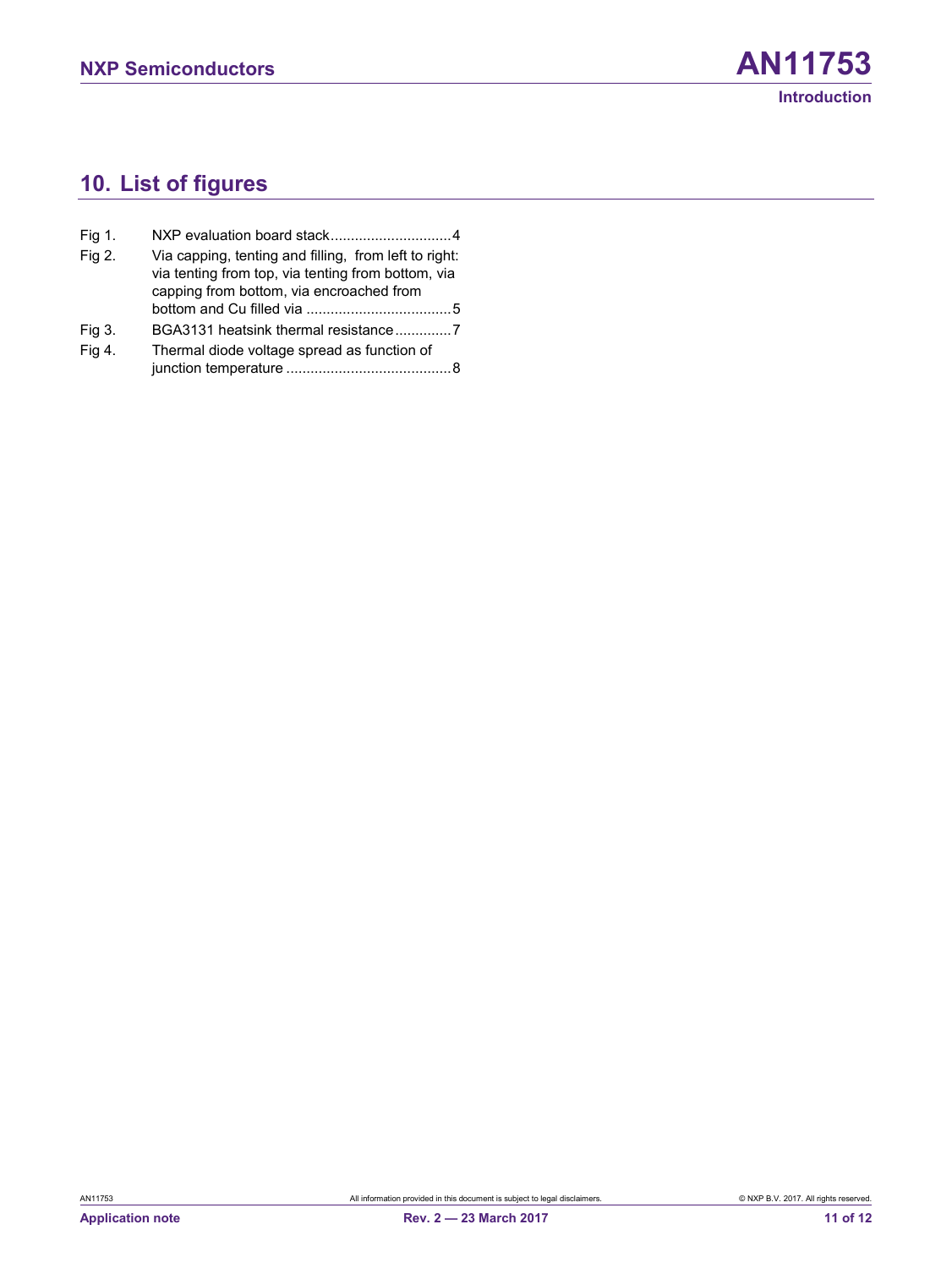## 10. List of figures

| | | |
|---|---|---|
| Fig 1. | NXP evaluation board stack | 4 |
| Fig 2. | Via capping, tenting and filling, from left to right: via tenting from top, via tenting from bottom, via capping from bottom, via encroached from bottom and Cu filled via | 5 |
| Fig 3. | BGA3131 heatsink thermal resistance | 7 |
| Fig 4. | Thermal diode voltage spread as function of junction temperature | 8 |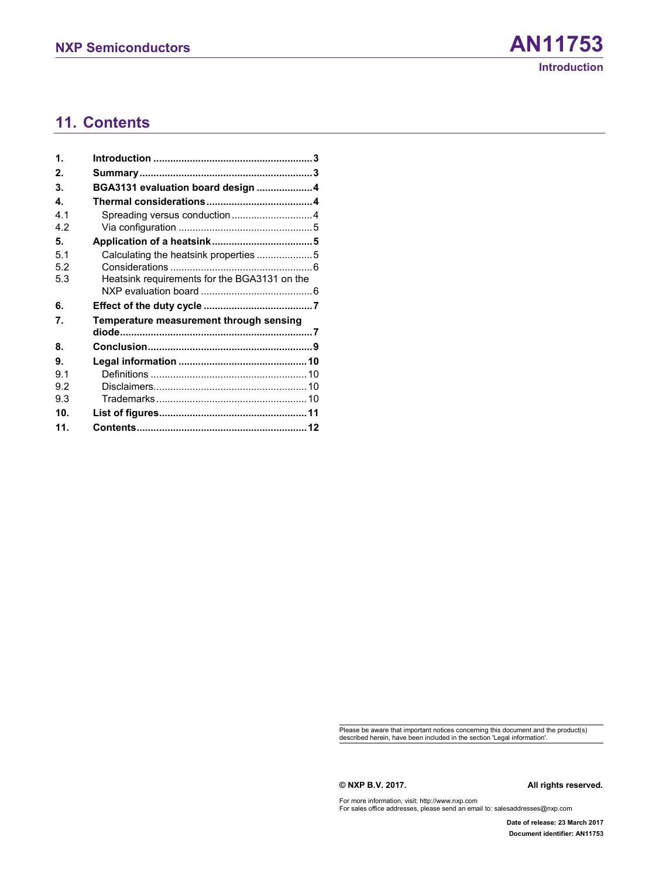## 11. Contents

| | | |
|---|---|---|
| **1.** | **Introduction** | **3** |
| **2.** | **Summary** | **3** |
| **3.** | **BGA3131 evaluation board design** | **4** |
| **4.** | **Thermal considerations** | **4** |
| 4.1 | Spreading versus conduction | 4 |
| 4.2 | Via configuration | 5 |
| **5.** | **Application of a heatsink** | **5** |
| 5.1 | Calculating the heatsink properties | 5 |
| 5.2 | Considerations | 6 |
| 5.3 | Heatsink requirements for the BGA3131 on the NXP evaluation board | 6 |
| **6.** | **Effect of the duty cycle** | **7** |
| **7.** | **Temperature measurement through sensing diode** | **7** |
| **8.** | **Conclusion** | **9** |
| **9.** | **Legal information** | **10** |
| 9.1 | Definitions | 10 |
| 9.2 | Disclaimers | 10 |
| 9.3 | Trademarks | 10 |
| **10.** | **List of figures** | **11** |
| **11.** | **Contents** | **12** |

Please be aware that important notices concerning this document and the product(s) described herein, have been included in the section 'Legal information'.

**© NXP B.V. 2017. All rights reserved.**

For more information, visit: http://www.nxp.com
For sales office addresses, please send an email to: salesaddresses@nxp.com

**Date of release: 23 March 2017**
**Document identifier: AN11753**